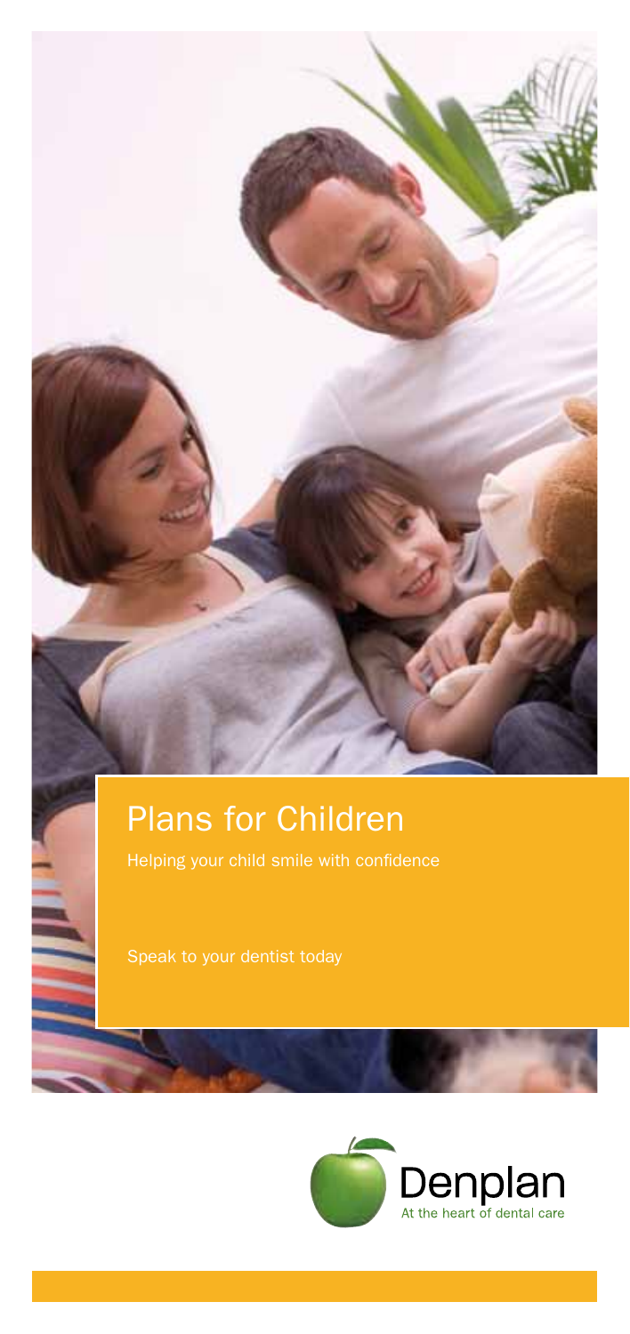# Plans for Children

Helping your child smile with confidence

Speak to your dentist today

Denplan

At the heart of dental care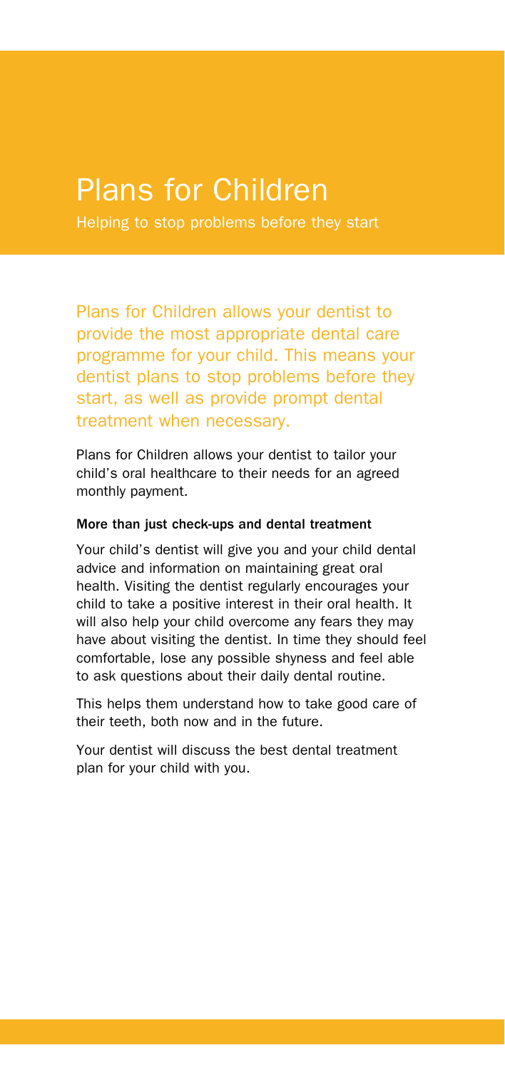# Plans for Children

Helping to stop problems before they start

Plans for Children allows your dentist to provide the most appropriate dental care programme for your child. This means your dentist plans to stop problems before they start, as well as provide prompt dental treatment when necessary.

Plans for Children allows your dentist to tailor your child's oral healthcare to their needs for an agreed monthly payment.

**More than just check-ups and dental treatment**

Your child's dentist will give you and your child dental advice and information on maintaining great oral health. Visiting the dentist regularly encourages your child to take a positive interest in their oral health. It will also help your child overcome any fears they may have about visiting the dentist. In time they should feel comfortable, lose any possible shyness and feel able to ask questions about their daily dental routine.

This helps them understand how to take good care of their teeth, both now and in the future.

Your dentist will discuss the best dental treatment plan for your child with you.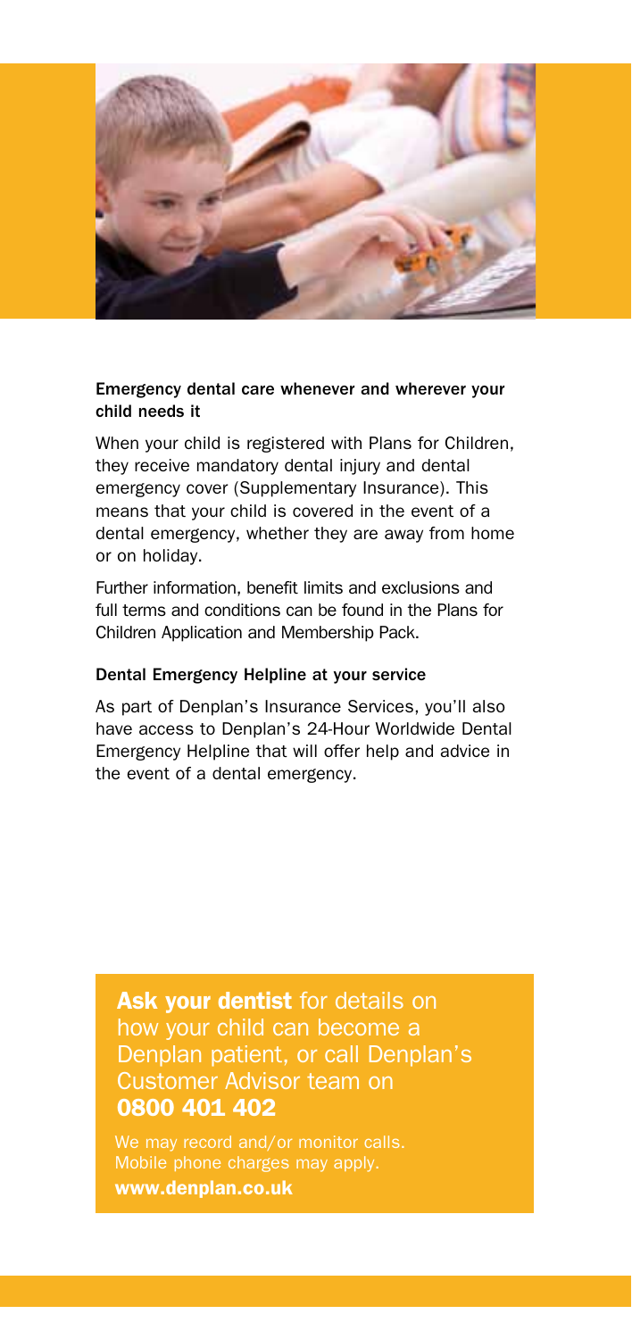### Emergency dental care whenever and wherever your child needs it

When your child is registered with Plans for Children, they receive mandatory dental injury and dental emergency cover (Supplementary Insurance). This means that your child is covered in the event of a dental emergency, whether they are away from home or on holiday.

Further information, benefit limits and exclusions and full terms and conditions can be found in the Plans for Children Application and Membership Pack.

### Dental Emergency Helpline at your service

As part of Denplan's Insurance Services, you'll also have access to Denplan's 24-Hour Worldwide Dental Emergency Helpline that will offer help and advice in the event of a dental emergency.

**Ask your dentist** for details on how your child can become a Denplan patient, or call Denplan's Customer Advisor team on **0800 401 402**

We may record and/or monitor calls. Mobile phone charges may apply.

**www.denplan.co.uk**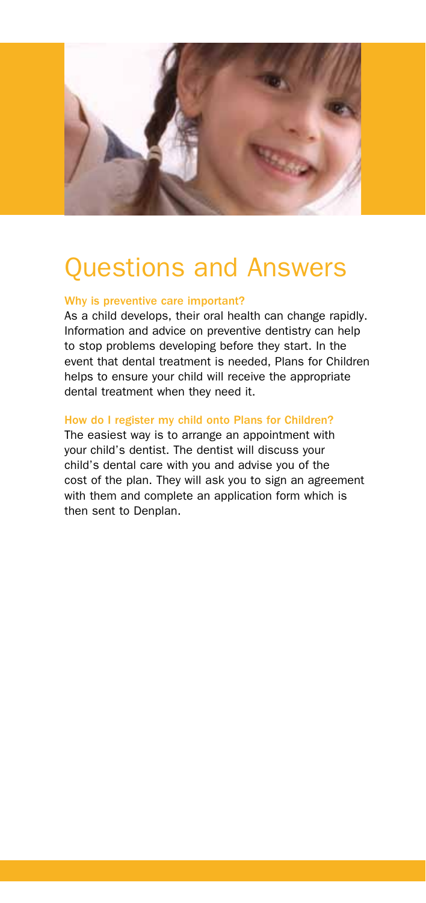# Questions and Answers

**Why is preventive care important?**

As a child develops, their oral health can change rapidly. Information and advice on preventive dentistry can help to stop problems developing before they start. In the event that dental treatment is needed, Plans for Children helps to ensure your child will receive the appropriate dental treatment when they need it.

**How do I register my child onto Plans for Children?**

The easiest way is to arrange an appointment with your child's dentist. The dentist will discuss your child's dental care with you and advise you of the cost of the plan. They will ask you to sign an agreement with them and complete an application form which is then sent to Denplan.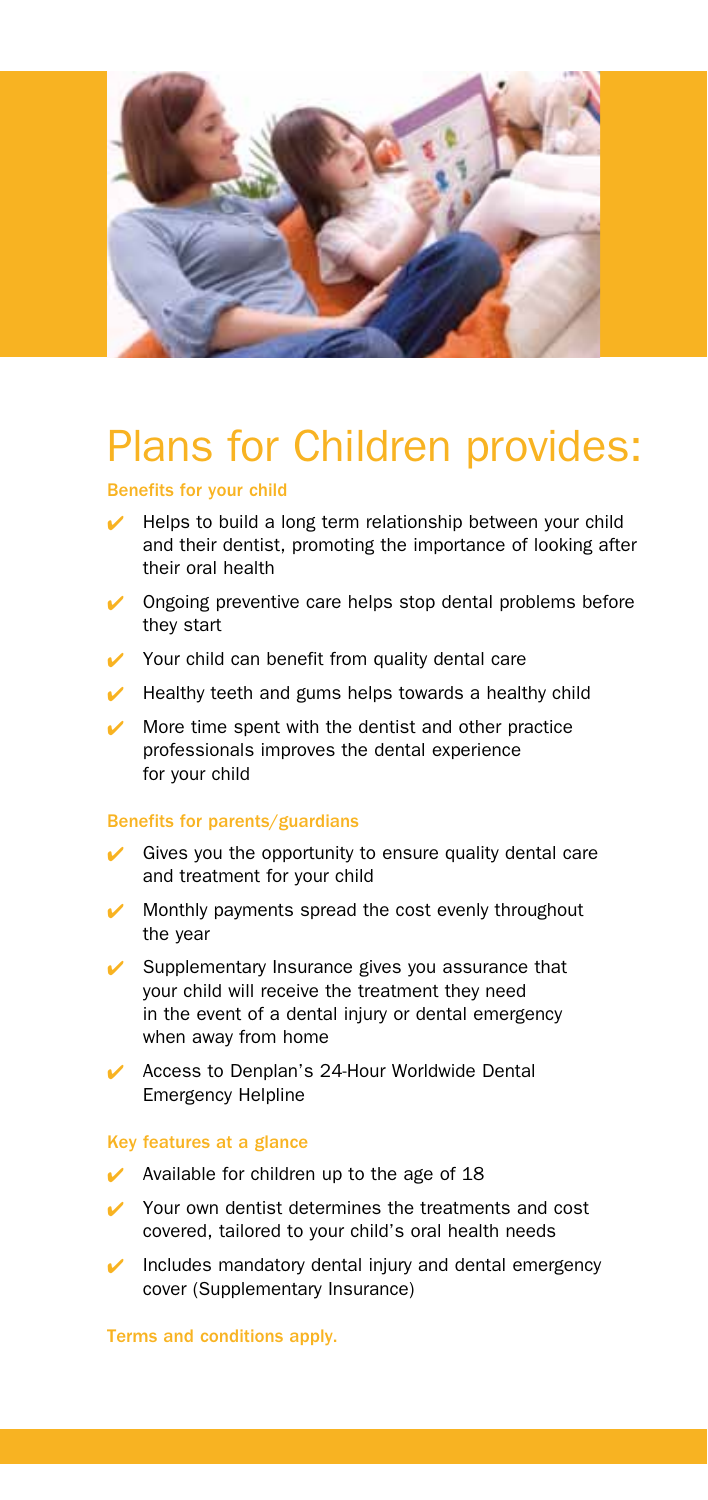# Plans for Children provides:

### Benefits for your child

- ✔ Helps to build a long term relationship between your child and their dentist, promoting the importance of looking after their oral health
- ✔ Ongoing preventive care helps stop dental problems before they start
- ✔ Your child can benefit from quality dental care
- ✔ Healthy teeth and gums helps towards a healthy child
- ✔ More time spent with the dentist and other practice professionals improves the dental experience for your child

### Benefits for parents/guardians

- ✔ Gives you the opportunity to ensure quality dental care and treatment for your child
- ✔ Monthly payments spread the cost evenly throughout the year
- ✔ Supplementary Insurance gives you assurance that your child will receive the treatment they need in the event of a dental injury or dental emergency when away from home
- ✔ Access to Denplan's 24-Hour Worldwide Dental Emergency Helpline

### Key features at a glance

- ✔ Available for children up to the age of 18
- ✔ Your own dentist determines the treatments and cost covered, tailored to your child's oral health needs
- ✔ Includes mandatory dental injury and dental emergency cover (Supplementary Insurance)

**Terms and conditions apply.**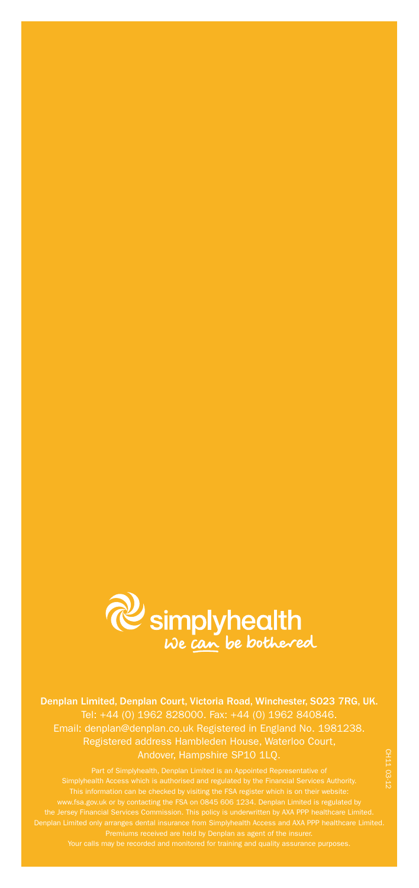simplyhealth

We can be bothered

**Denplan Limited, Denplan Court, Victoria Road, Winchester, SO23 7RG, UK.**

Tel: +44 (0) 1962 828000. Fax: +44 (0) 1962 840846.

Email: denplan@denplan.co.uk Registered in England No. 1981238.

Registered address Hambleden House, Waterloo Court, Andover, Hampshire SP10 1LQ.

Part of Simplyhealth, Denplan Limited is an Appointed Representative of Simplyhealth Access which is authorised and regulated by the Financial Services Authority. This information can be checked by visiting the FSA register which is on their website: www.fsa.gov.uk or by contacting the FSA on 0845 606 1234. Denplan Limited is regulated by the Jersey Financial Services Commission. This policy is underwritten by AXA PPP healthcare Limited. Denplan Limited only arranges dental insurance from Simplyhealth Access and AXA PPP healthcare Limited. Premiums received are held by Denplan as agent of the insurer.

Your calls may be recorded and monitored for training and quality assurance purposes.

CH11 03 12